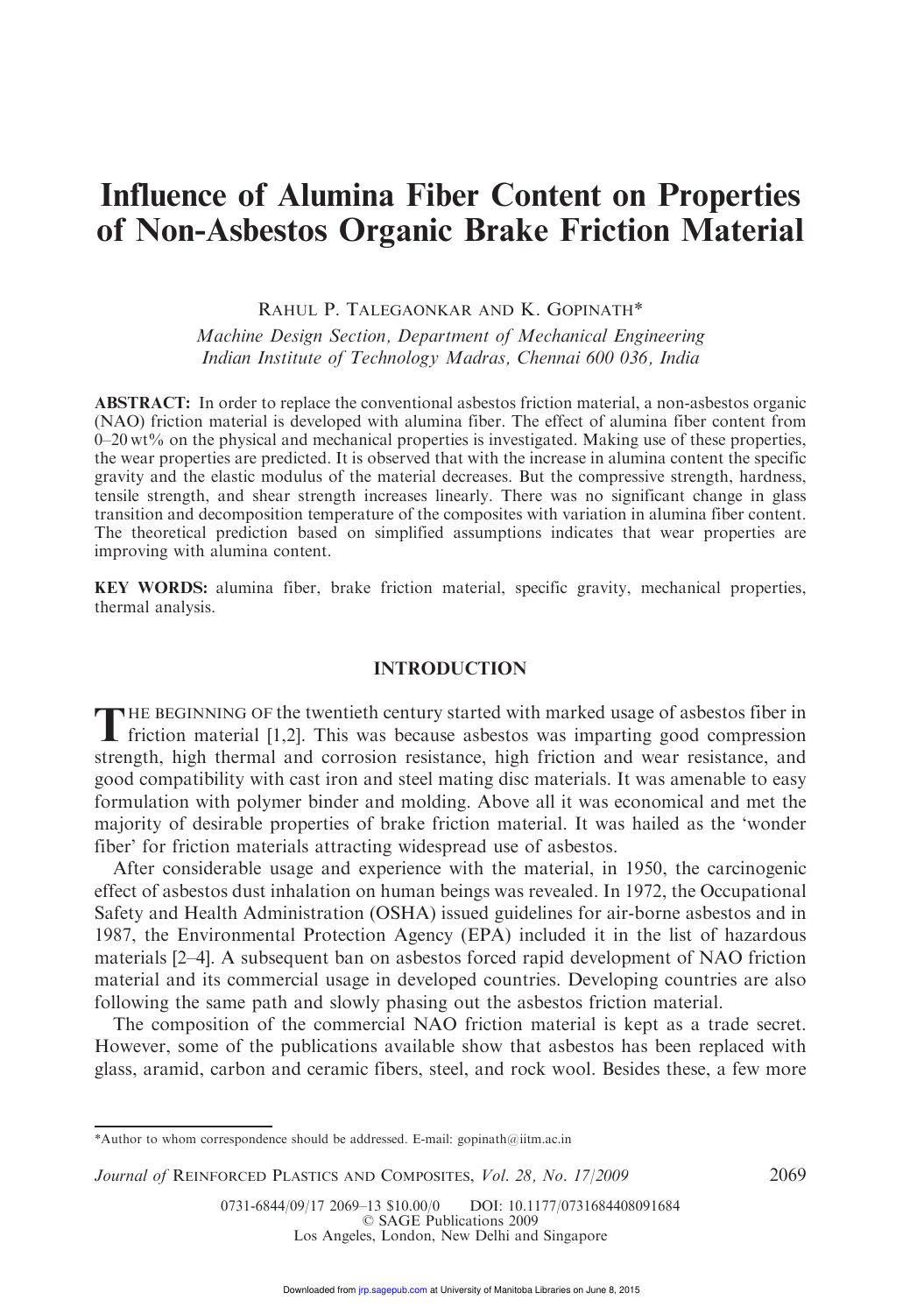# Influence of Alumina Fiber Content on Properties of Non-Asbestos Organic Brake Friction Material

RAHUL P. TALEGAONKAR AND K. GOPINATH*

*Machine Design Section, Department of Mechanical Engineering*
*Indian Institute of Technology Madras, Chennai 600 036, India*

**ABSTRACT:** In order to replace the conventional asbestos friction material, a non-asbestos organic (NAO) friction material is developed with alumina fiber. The effect of alumina fiber content from 0–20 wt% on the physical and mechanical properties is investigated. Making use of these properties, the wear properties are predicted. It is observed that with the increase in alumina content the specific gravity and the elastic modulus of the material decreases. But the compressive strength, hardness, tensile strength, and shear strength increases linearly. There was no significant change in glass transition and decomposition temperature of the composites with variation in alumina fiber content. The theoretical prediction based on simplified assumptions indicates that wear properties are improving with alumina content.

**KEY WORDS:** alumina fiber, brake friction material, specific gravity, mechanical properties, thermal analysis.

## INTRODUCTION

The beginning of the twentieth century started with marked usage of asbestos fiber in friction material [1,2]. This was because asbestos was imparting good compression strength, high thermal and corrosion resistance, high friction and wear resistance, and good compatibility with cast iron and steel mating disc materials. It was amenable to easy formulation with polymer binder and molding. Above all it was economical and met the majority of desirable properties of brake friction material. It was hailed as the 'wonder fiber' for friction materials attracting widespread use of asbestos.

After considerable usage and experience with the material, in 1950, the carcinogenic effect of asbestos dust inhalation on human beings was revealed. In 1972, the Occupational Safety and Health Administration (OSHA) issued guidelines for air-borne asbestos and in 1987, the Environmental Protection Agency (EPA) included it in the list of hazardous materials [2–4]. A subsequent ban on asbestos forced rapid development of NAO friction material and its commercial usage in developed countries. Developing countries are also following the same path and slowly phasing out the asbestos friction material.

The composition of the commercial NAO friction material is kept as a trade secret. However, some of the publications available show that asbestos has been replaced with glass, aramid, carbon and ceramic fibers, steel, and rock wool. Besides these, a few more

*Author to whom correspondence should be addressed. E-mail: gopinath@iitm.ac.in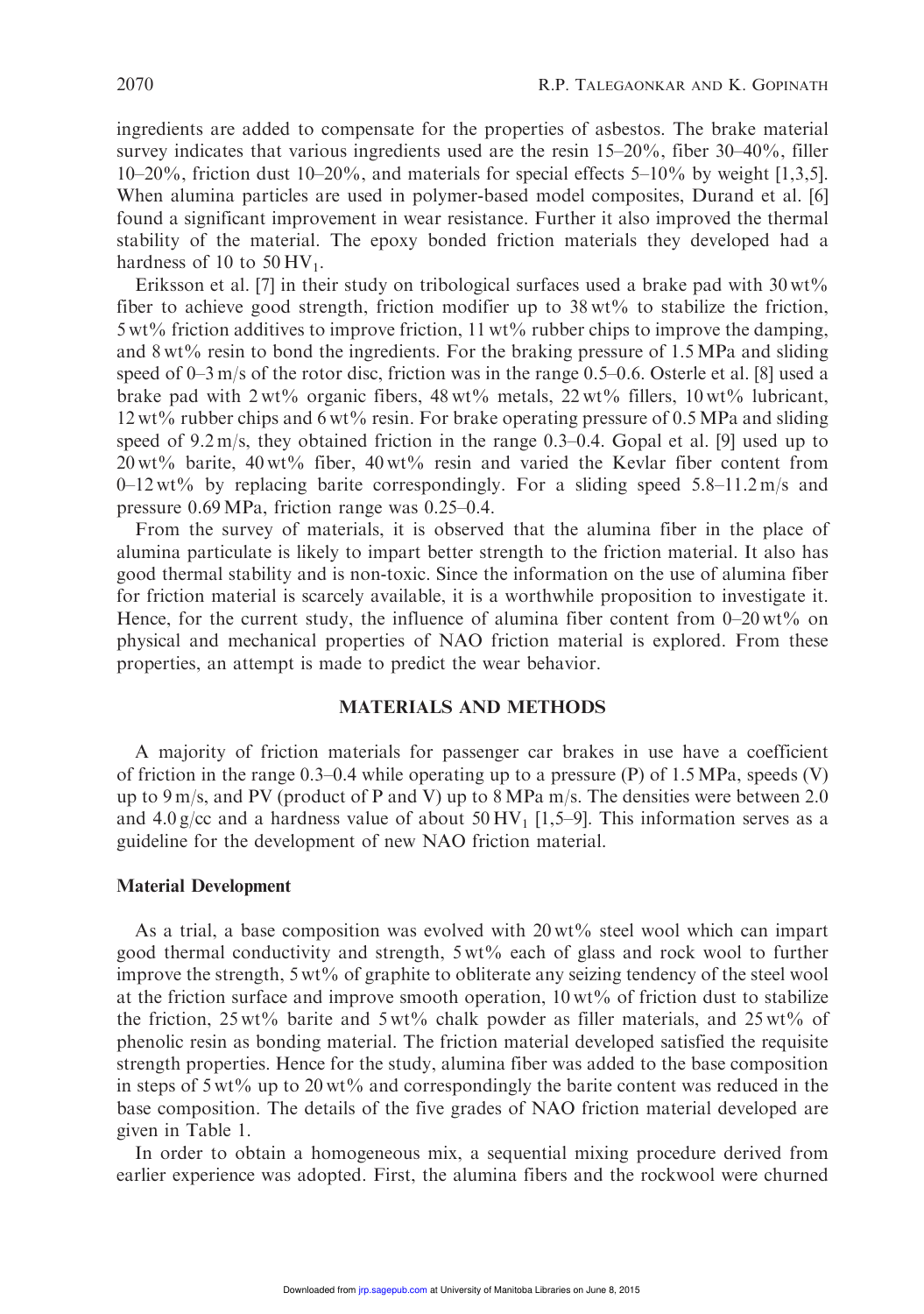ingredients are added to compensate for the properties of asbestos. The brake material survey indicates that various ingredients used are the resin 15–20%, fiber 30–40%, filler 10–20%, friction dust 10–20%, and materials for special effects 5–10% by weight [1,3,5]. When alumina particles are used in polymer-based model composites, Durand et al. [6] found a significant improvement in wear resistance. Further it also improved the thermal stability of the material. The epoxy bonded friction materials they developed had a hardness of 10 to 50 $HV_1$.

Eriksson et al. [7] in their study on tribological surfaces used a brake pad with 30 wt% fiber to achieve good strength, friction modifier up to 38 wt% to stabilize the friction, 5 wt% friction additives to improve friction, 11 wt% rubber chips to improve the damping, and 8 wt% resin to bond the ingredients. For the braking pressure of 1.5 MPa and sliding speed of 0–3 m/s of the rotor disc, friction was in the range 0.5–0.6. Osterle et al. [8] used a brake pad with 2 wt% organic fibers, 48 wt% metals, 22 wt% fillers, 10 wt% lubricant, 12 wt% rubber chips and 6 wt% resin. For brake operating pressure of 0.5 MPa and sliding speed of 9.2 m/s, they obtained friction in the range 0.3–0.4. Gopal et al. [9] used up to 20 wt% barite, 40 wt% fiber, 40 wt% resin and varied the Kevlar fiber content from 0–12 wt% by replacing barite correspondingly. For a sliding speed 5.8–11.2 m/s and pressure 0.69 MPa, friction range was 0.25–0.4.

From the survey of materials, it is observed that the alumina fiber in the place of alumina particulate is likely to impart better strength to the friction material. It also has good thermal stability and is non-toxic. Since the information on the use of alumina fiber for friction material is scarcely available, it is a worthwhile proposition to investigate it. Hence, for the current study, the influence of alumina fiber content from 0–20 wt% on physical and mechanical properties of NAO friction material is explored. From these properties, an attempt is made to predict the wear behavior.

## MATERIALS AND METHODS

A majority of friction materials for passenger car brakes in use have a coefficient of friction in the range 0.3–0.4 while operating up to a pressure (P) of 1.5 MPa, speeds (V) up to 9 m/s, and PV (product of P and V) up to 8 MPa m/s. The densities were between 2.0 and 4.0 g/cc and a hardness value of about 50 $HV_1$ [1,5–9]. This information serves as a guideline for the development of new NAO friction material.

### Material Development

As a trial, a base composition was evolved with 20 wt% steel wool which can impart good thermal conductivity and strength, 5 wt% each of glass and rock wool to further improve the strength, 5 wt% of graphite to obliterate any seizing tendency of the steel wool at the friction surface and improve smooth operation, 10 wt% of friction dust to stabilize the friction, 25 wt% barite and 5 wt% chalk powder as filler materials, and 25 wt% of phenolic resin as bonding material. The friction material developed satisfied the requisite strength properties. Hence for the study, alumina fiber was added to the base composition in steps of 5 wt% up to 20 wt% and correspondingly the barite content was reduced in the base composition. The details of the five grades of NAO friction material developed are given in Table 1.

In order to obtain a homogeneous mix, a sequential mixing procedure derived from earlier experience was adopted. First, the alumina fibers and the rockwool were churned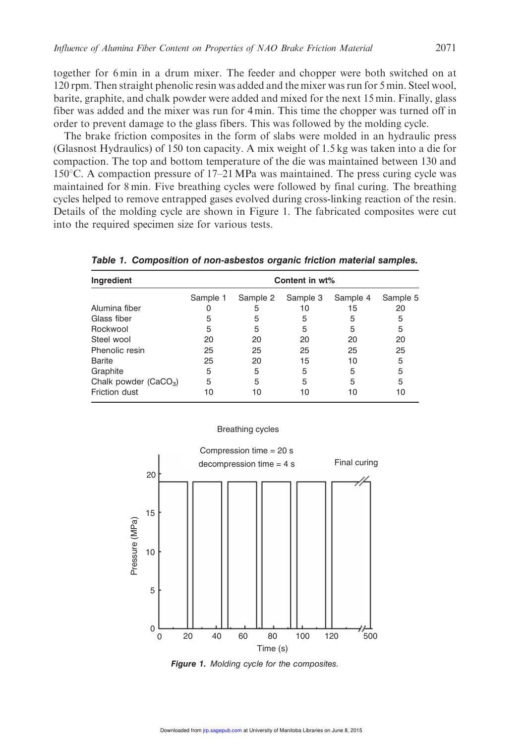together for 6 min in a drum mixer. The feeder and chopper were both switched on at 120 rpm. Then straight phenolic resin was added and the mixer was run for 5 min. Steel wool, barite, graphite, and chalk powder were added and mixed for the next 15 min. Finally, glass fiber was added and the mixer was run for 4 min. This time the chopper was turned off in order to prevent damage to the glass fibers. This was followed by the molding cycle.

The brake friction composites in the form of slabs were molded in an hydraulic press (Glasnost Hydraulics) of 150 ton capacity. A mix weight of 1.5 kg was taken into a die for compaction. The top and bottom temperature of the die was maintained between 130 and 150°C. A compaction pressure of 17–21 MPa was maintained. The press curing cycle was maintained for 8 min. Five breathing cycles were followed by final curing. The breathing cycles helped to remove entrapped gases evolved during cross-linking reaction of the resin. Details of the molding cycle are shown in Figure 1. The fabricated composites were cut into the required specimen size for various tests.

***Table 1. Composition of non-asbestos organic friction material samples.***

| Ingredient | Content in wt% | | | | |
|---|---|---|---|---|---|
| | Sample 1 | Sample 2 | Sample 3 | Sample 4 | Sample 5 |
| Alumina fiber | 0 | 5 | 10 | 15 | 20 |
| Glass fiber | 5 | 5 | 5 | 5 | 5 |
| Rockwool | 5 | 5 | 5 | 5 | 5 |
| Steel wool | 20 | 20 | 20 | 20 | 20 |
| Phenolic resin | 25 | 25 | 25 | 25 | 25 |
| Barite | 25 | 20 | 15 | 10 | 5 |
| Graphite | 5 | 5 | 5 | 5 | 5 |
| Chalk powder ($CaCO_3$) | 5 | 5 | 5 | 5 | 5 |
| Friction dust | 10 | 10 | 10 | 10 | 10 |

***Figure 1.*** *Molding cycle for the composites.*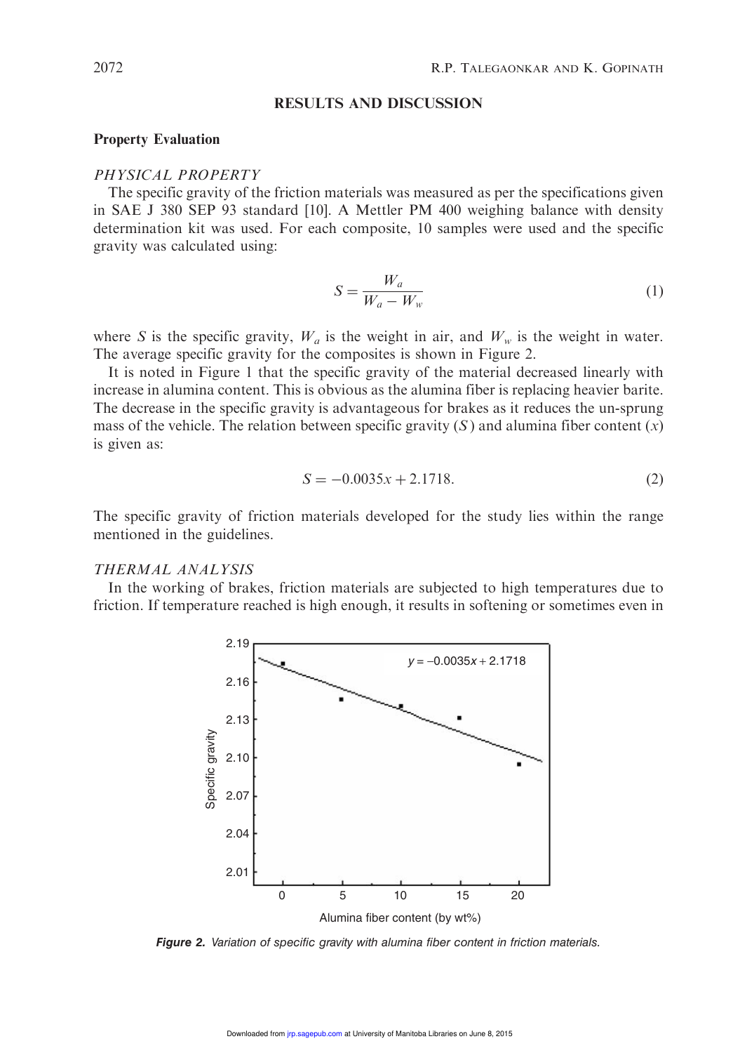## RESULTS AND DISCUSSION

### Property Evaluation

*PHYSICAL PROPERTY*

The specific gravity of the friction materials was measured as per the specifications given in SAE J 380 SEP 93 standard [10]. A Mettler PM 400 weighing balance with density determination kit was used. For each composite, 10 samples were used and the specific gravity was calculated using:

$$S = \frac{W_a}{W_a - W_w} \tag{1}$$

where $S$ is the specific gravity, $W_a$ is the weight in air, and $W_w$ is the weight in water. The average specific gravity for the composites is shown in Figure 2.

It is noted in Figure 1 that the specific gravity of the material decreased linearly with increase in alumina content. This is obvious as the alumina fiber is replacing heavier barite. The decrease in the specific gravity is advantageous for brakes as it reduces the un-sprung mass of the vehicle. The relation between specific gravity ($S$) and alumina fiber content ($x$) is given as:

$$S = -0.0035x + 2.1718. \tag{2}$$

The specific gravity of friction materials developed for the study lies within the range mentioned in the guidelines.

*THERMAL ANALYSIS*

In the working of brakes, friction materials are subjected to high temperatures due to friction. If temperature reached is high enough, it results in softening or sometimes even in

**Figure 2.** *Variation of specific gravity with alumina fiber content in friction materials.*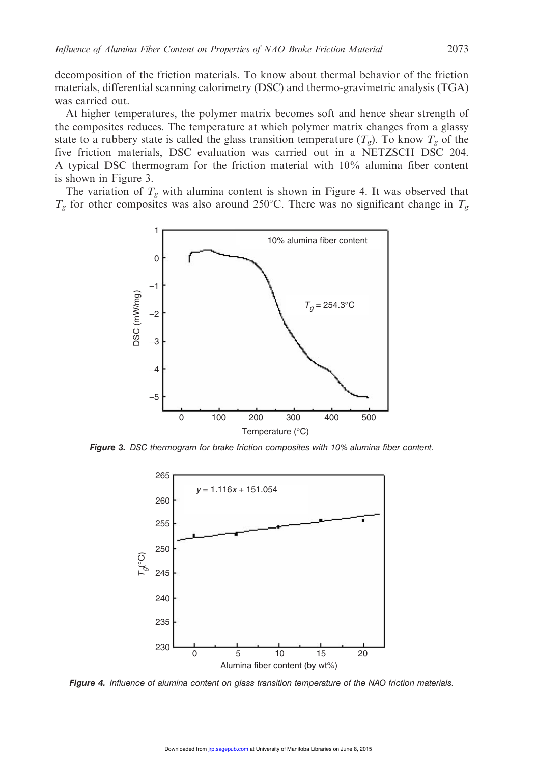decomposition of the friction materials. To know about thermal behavior of the friction materials, differential scanning calorimetry (DSC) and thermo-gravimetric analysis (TGA) was carried out.

At higher temperatures, the polymer matrix becomes soft and hence shear strength of the composites reduces. The temperature at which polymer matrix changes from a glassy state to a rubbery state is called the glass transition temperature ($T_g$). To know $T_g$ of the five friction materials, DSC evaluation was carried out in a NETZSCH DSC 204. A typical DSC thermogram for the friction material with 10% alumina fiber content is shown in Figure 3.

The variation of $T_g$ with alumina content is shown in Figure 4. It was observed that $T_g$ for other composites was also around 250°C. There was no significant change in $T_g$

***Figure 3.*** *DSC thermogram for brake friction composites with 10% alumina fiber content.*

***Figure 4.*** *Influence of alumina content on glass transition temperature of the NAO friction materials.*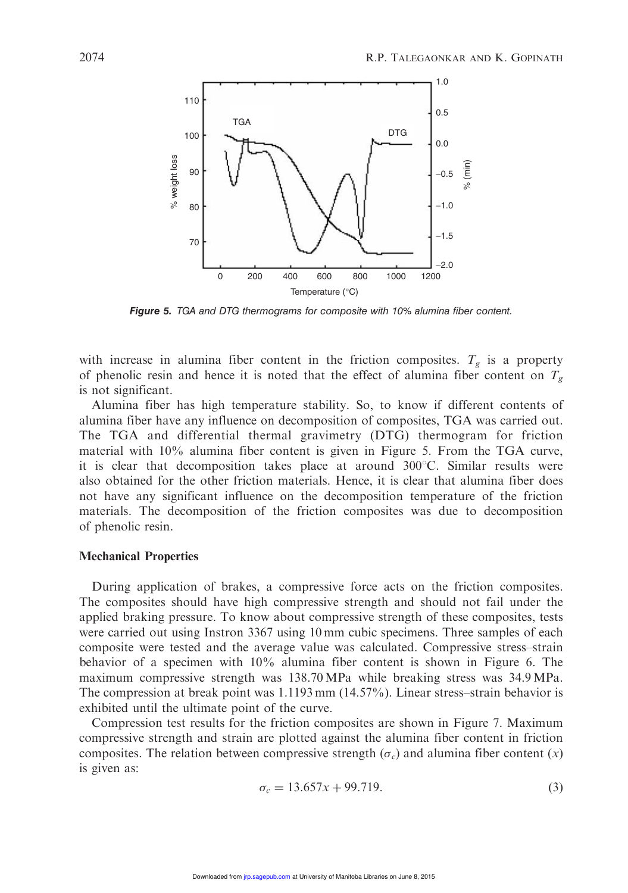**Figure 5.** TGA and DTG thermograms for composite with 10% alumina fiber content.

with increase in alumina fiber content in the friction composites. $T_g$ is a property of phenolic resin and hence it is noted that the effect of alumina fiber content on $T_g$ is not significant.

Alumina fiber has high temperature stability. So, to know if different contents of alumina fiber have any influence on decomposition of composites, TGA was carried out. The TGA and differential thermal gravimetry (DTG) thermogram for friction material with 10% alumina fiber content is given in Figure 5. From the TGA curve, it is clear that decomposition takes place at around 300°C. Similar results were also obtained for the other friction materials. Hence, it is clear that alumina fiber does not have any significant influence on the decomposition temperature of the friction materials. The decomposition of the friction composites was due to decomposition of phenolic resin.

### Mechanical Properties

During application of brakes, a compressive force acts on the friction composites. The composites should have high compressive strength and should not fail under the applied braking pressure. To know about compressive strength of these composites, tests were carried out using Instron 3367 using 10 mm cubic specimens. Three samples of each composite were tested and the average value was calculated. Compressive stress–strain behavior of a specimen with 10% alumina fiber content is shown in Figure 6. The maximum compressive strength was 138.70 MPa while breaking stress was 34.9 MPa. The compression at break point was 1.1193 mm (14.57%). Linear stress–strain behavior is exhibited until the ultimate point of the curve.

Compression test results for the friction composites are shown in Figure 7. Maximum compressive strength and strain are plotted against the alumina fiber content in friction composites. The relation between compressive strength ($\sigma_c$) and alumina fiber content ($x$) is given as:

$$\sigma_c = 13.657x + 99.719. \tag{3}$$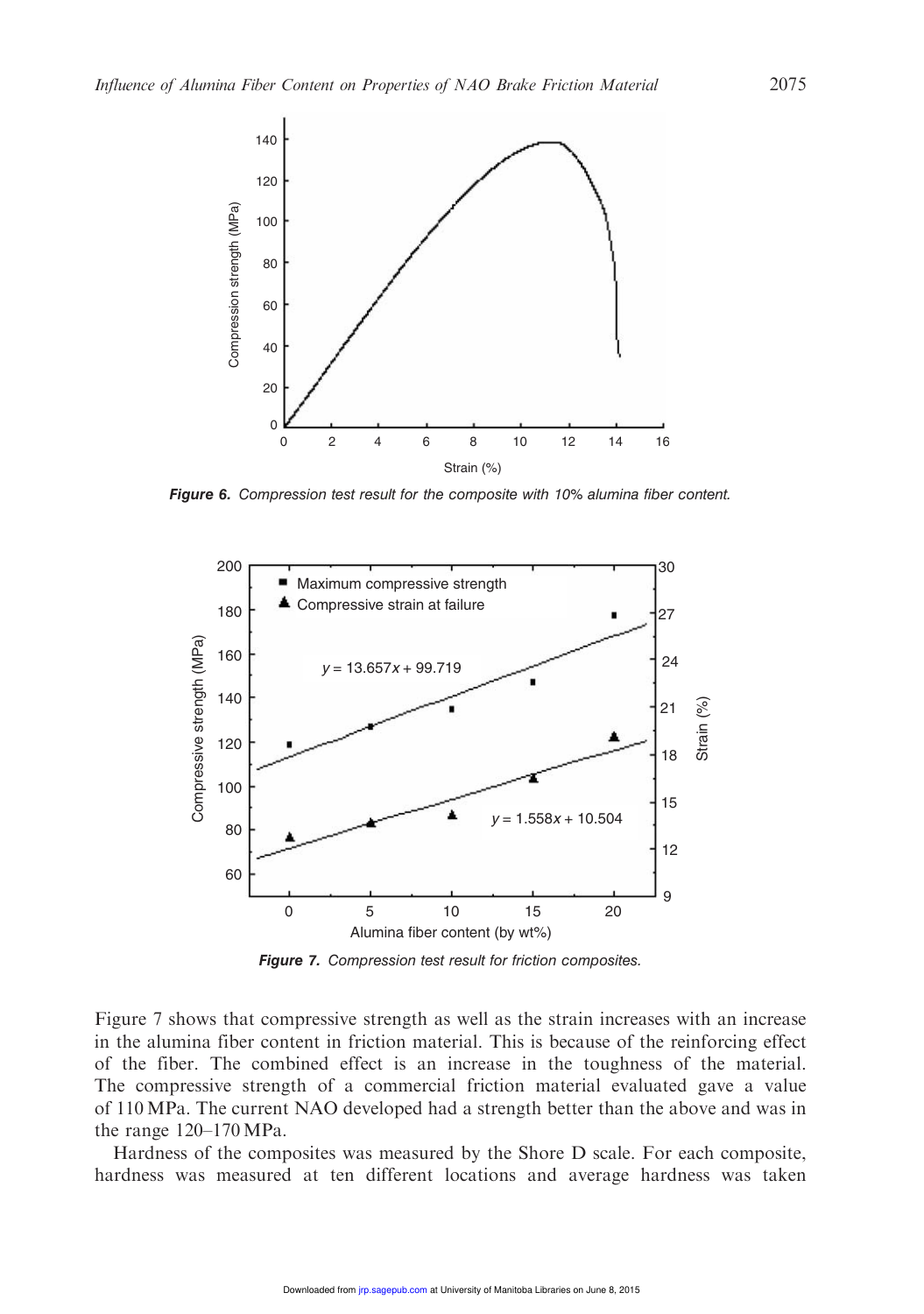Figure 6. Compression test result for the composite with 10% alumina fiber content.

Figure 7. Compression test result for friction composites.

Figure 7 shows that compressive strength as well as the strain increases with an increase in the alumina fiber content in friction material. This is because of the reinforcing effect of the fiber. The combined effect is an increase in the toughness of the material. The compressive strength of a commercial friction material evaluated gave a value of 110 MPa. The current NAO developed had a strength better than the above and was in the range 120–170 MPa.

Hardness of the composites was measured by the Shore D scale. For each composite, hardness was measured at ten different locations and average hardness was taken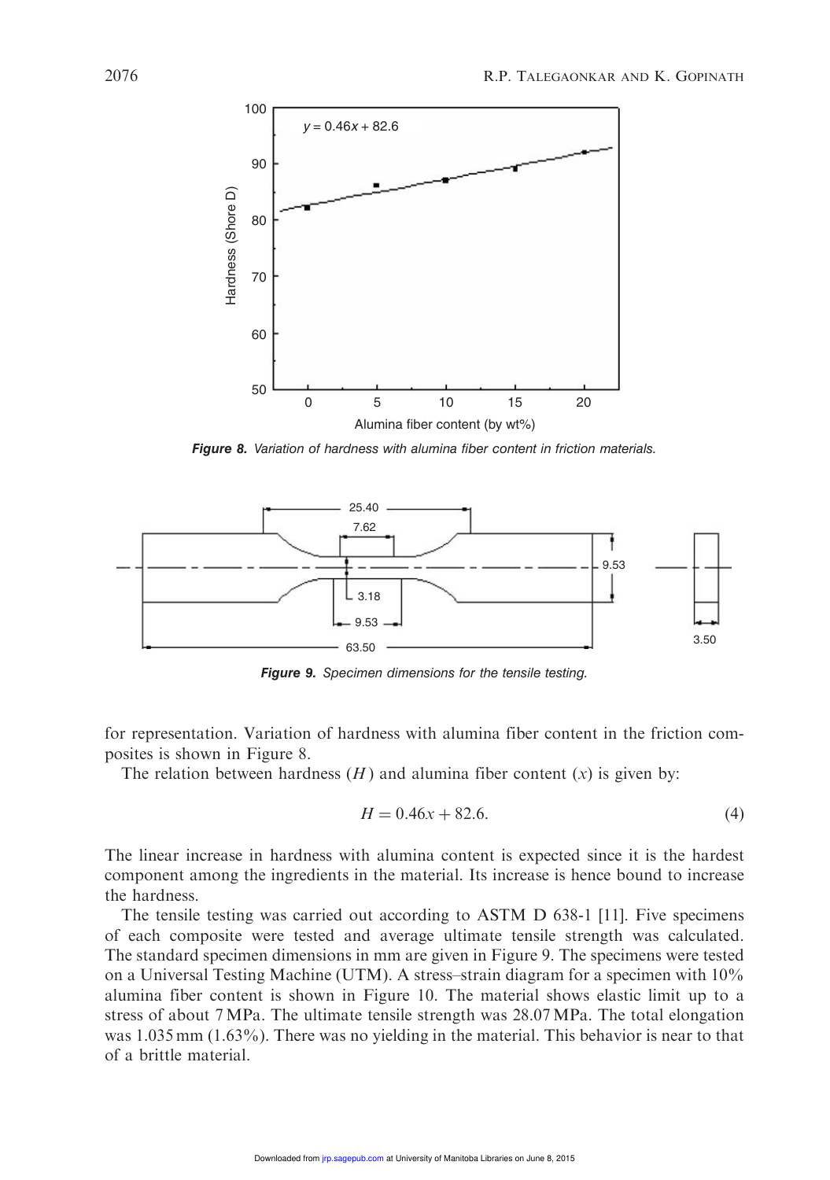Figure 8. *Variation of hardness with alumina fiber content in friction materials.*

Figure 9. *Specimen dimensions for the tensile testing.*

for representation. Variation of hardness with alumina fiber content in the friction composites is shown in Figure 8.

The relation between hardness ($H$) and alumina fiber content ($x$) is given by:

$$H = 0.46x + 82.6. \tag{4}$$

The linear increase in hardness with alumina content is expected since it is the hardest component among the ingredients in the material. Its increase is hence bound to increase the hardness.

The tensile testing was carried out according to ASTM D 638-1 [11]. Five specimens of each composite were tested and average ultimate tensile strength was calculated. The standard specimen dimensions in mm are given in Figure 9. The specimens were tested on a Universal Testing Machine (UTM). A stress–strain diagram for a specimen with 10% alumina fiber content is shown in Figure 10. The material shows elastic limit up to a stress of about 7 MPa. The ultimate tensile strength was 28.07 MPa. The total elongation was 1.035 mm (1.63%). There was no yielding in the material. This behavior is near to that of a brittle material.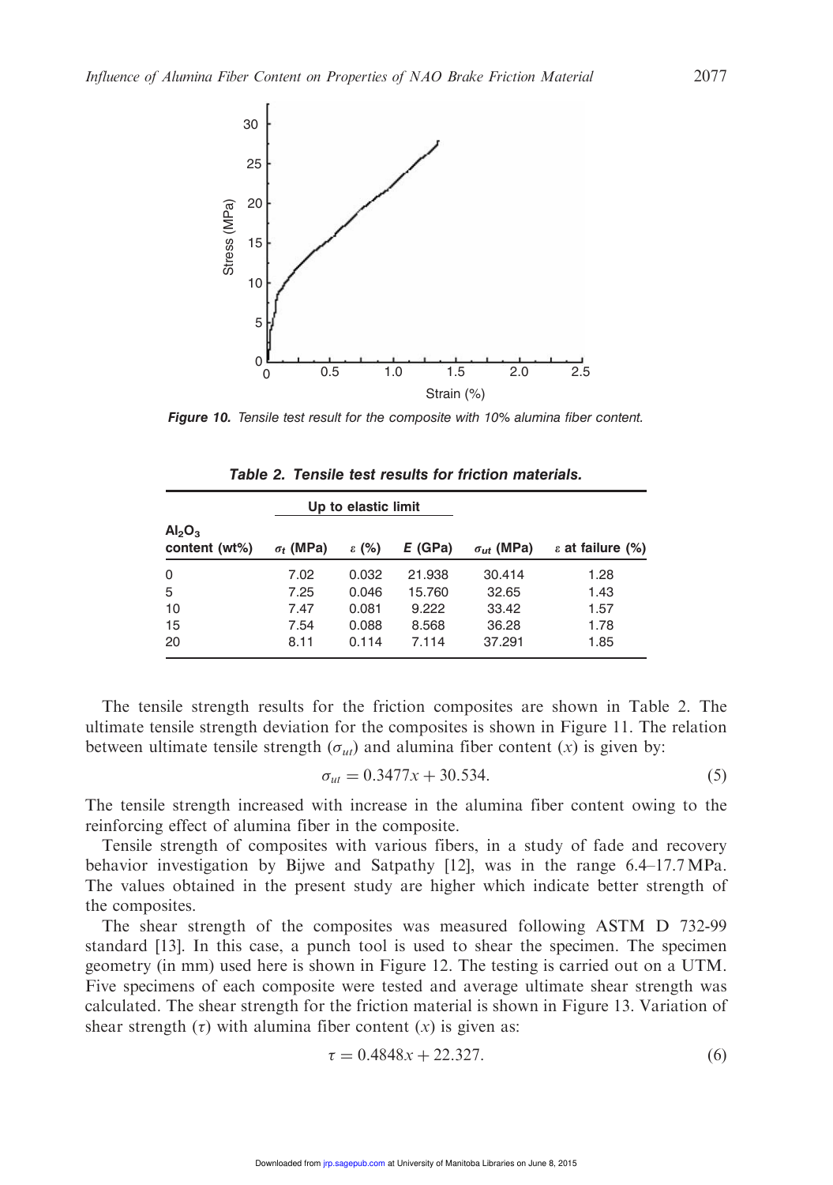Figure 10. *Tensile test result for the composite with 10% alumina fiber content.*

**Table 2. Tensile test results for friction materials.**

| $Al_2O_3$ content (wt%) | Up to elastic limit | | | | |
|---|---|---|---|---|---|
| | $\sigma_t$ (MPa) | $\varepsilon$ (%) | $E$ (GPa) | $\sigma_{ut}$ (MPa) | $\varepsilon$ at failure (%) |
| 0 | 7.02 | 0.032 | 21.938 | 30.414 | 1.28 |
| 5 | 7.25 | 0.046 | 15.760 | 32.65 | 1.43 |
| 10 | 7.47 | 0.081 | 9.222 | 33.42 | 1.57 |
| 15 | 7.54 | 0.088 | 8.568 | 36.28 | 1.78 |
| 20 | 8.11 | 0.114 | 7.114 | 37.291 | 1.85 |

The tensile strength results for the friction composites are shown in Table 2. The ultimate tensile strength deviation for the composites is shown in Figure 11. The relation between ultimate tensile strength ($\sigma_{ut}$) and alumina fiber content ($x$) is given by:

$$\sigma_{ut} = 0.3477x + 30.534. \tag{5}$$

The tensile strength increased with increase in the alumina fiber content owing to the reinforcing effect of alumina fiber in the composite.

Tensile strength of composites with various fibers, in a study of fade and recovery behavior investigation by Bijwe and Satpathy [12], was in the range 6.4–17.7 MPa. The values obtained in the present study are higher which indicate better strength of the composites.

The shear strength of the composites was measured following ASTM D 732-99 standard [13]. In this case, a punch tool is used to shear the specimen. The specimen geometry (in mm) used here is shown in Figure 12. The testing is carried out on a UTM. Five specimens of each composite were tested and average ultimate shear strength was calculated. The shear strength for the friction material is shown in Figure 13. Variation of shear strength ($\tau$) with alumina fiber content ($x$) is given as:

$$\tau = 0.4848x + 22.327. \tag{6}$$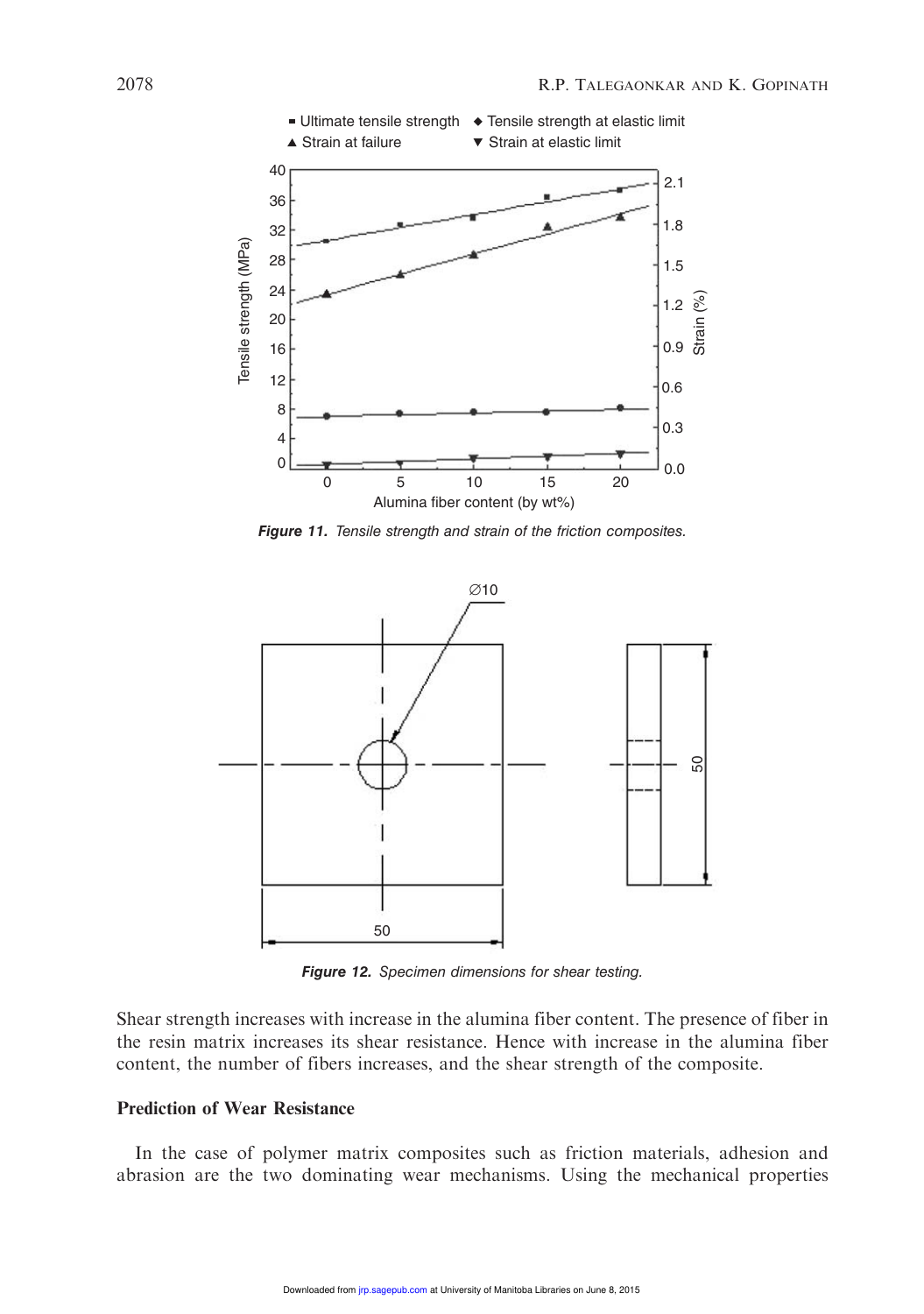Figure 11. Tensile strength and strain of the friction composites.

Figure 12. Specimen dimensions for shear testing.

Shear strength increases with increase in the alumina fiber content. The presence of fiber in the resin matrix increases its shear resistance. Hence with increase in the alumina fiber content, the number of fibers increases, and the shear strength of the composite.

## Prediction of Wear Resistance

In the case of polymer matrix composites such as friction materials, adhesion and abrasion are the two dominating wear mechanisms. Using the mechanical properties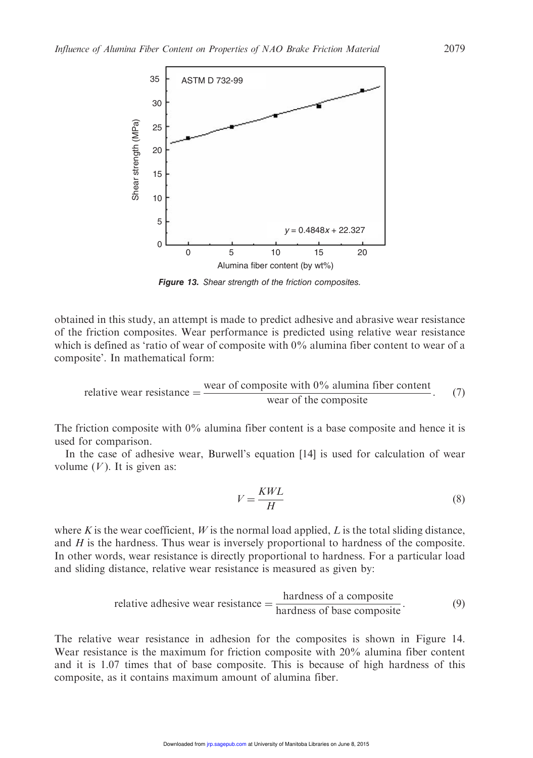Figure 13. Shear strength of the friction composites.

obtained in this study, an attempt is made to predict adhesive and abrasive wear resistance of the friction composites. Wear performance is predicted using relative wear resistance which is defined as 'ratio of wear of composite with 0% alumina fiber content to wear of a composite'. In mathematical form:

$$\text{relative wear resistance} = \frac{\text{wear of composite with 0\% alumina fiber content}}{\text{wear of the composite}}. \quad (7)$$

The friction composite with 0% alumina fiber content is a base composite and hence it is used for comparison.

In the case of adhesive wear, Burwell's equation [14] is used for calculation of wear volume ($V$). It is given as:

$$V = \frac{KWL}{H} \quad (8)$$

where $K$ is the wear coefficient, $W$ is the normal load applied, $L$ is the total sliding distance, and $H$ is the hardness. Thus wear is inversely proportional to hardness of the composite. In other words, wear resistance is directly proportional to hardness. For a particular load and sliding distance, relative wear resistance is measured as given by:

$$\text{relative adhesive wear resistance} = \frac{\text{hardness of a composite}}{\text{hardness of base composite}}. \quad (9)$$

The relative wear resistance in adhesion for the composites is shown in Figure 14. Wear resistance is the maximum for friction composite with 20% alumina fiber content and it is 1.07 times that of base composite. This is because of high hardness of this composite, as it contains maximum amount of alumina fiber.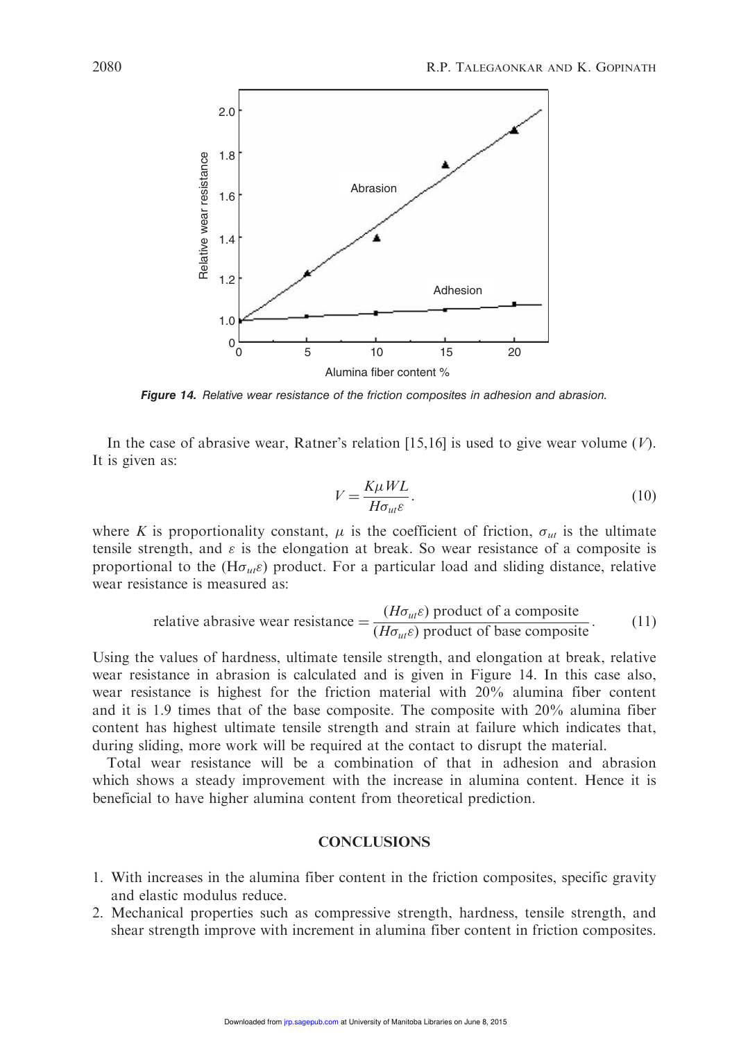Figure 14. Relative wear resistance of the friction composites in adhesion and abrasion.

In the case of abrasive wear, Ratner's relation [15,16] is used to give wear volume ($V$). It is given as:

$$V = \frac{K\mu WL}{H\sigma_{ut}\varepsilon}. \tag{10}$$

where $K$ is proportionality constant, $\mu$ is the coefficient of friction, $\sigma_{ut}$ is the ultimate tensile strength, and $\varepsilon$ is the elongation at break. So wear resistance of a composite is proportional to the ($H\sigma_{ut}\varepsilon$) product. For a particular load and sliding distance, relative wear resistance is measured as:

$$\text{relative abrasive wear resistance} = \frac{(H\sigma_{ut}\varepsilon)\text{ product of a composite}}{(H\sigma_{ut}\varepsilon)\text{ product of base composite}}. \tag{11}$$

Using the values of hardness, ultimate tensile strength, and elongation at break, relative wear resistance in abrasion is calculated and is given in Figure 14. In this case also, wear resistance is highest for the friction material with 20% alumina fiber content and it is 1.9 times that of the base composite. The composite with 20% alumina fiber content has highest ultimate tensile strength and strain at failure which indicates that, during sliding, more work will be required at the contact to disrupt the material.

Total wear resistance will be a combination of that in adhesion and abrasion which shows a steady improvement with the increase in alumina content. Hence it is beneficial to have higher alumina content from theoretical prediction.

## CONCLUSIONS

1. With increases in the alumina fiber content in the friction composites, specific gravity and elastic modulus reduce.
2. Mechanical properties such as compressive strength, hardness, tensile strength, and shear strength improve with increment in alumina fiber content in friction composites.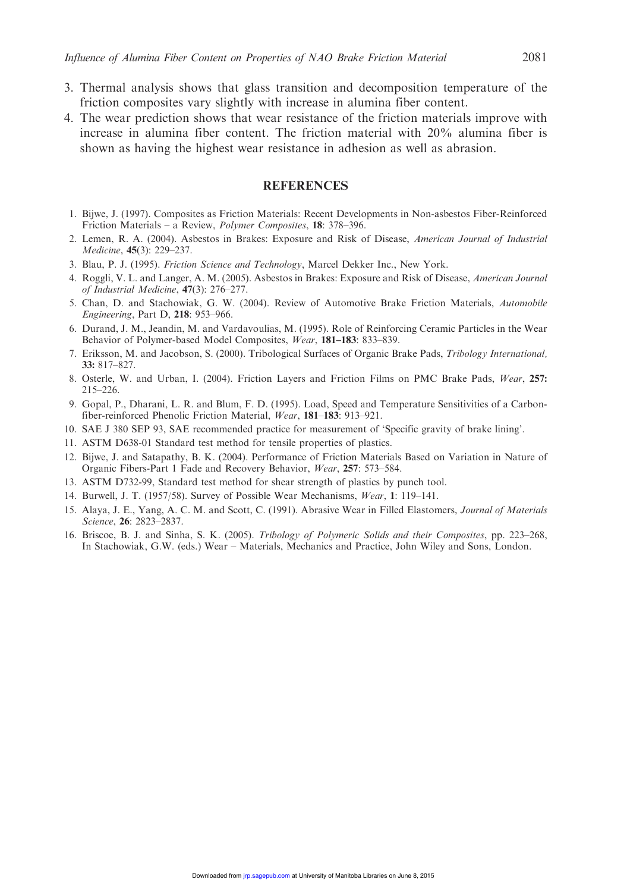3. Thermal analysis shows that glass transition and decomposition temperature of the friction composites vary slightly with increase in alumina fiber content.
4. The wear prediction shows that wear resistance of the friction materials improve with increase in alumina fiber content. The friction material with 20% alumina fiber is shown as having the highest wear resistance in adhesion as well as abrasion.

## REFERENCES

1. Bijwe, J. (1997). Composites as Friction Materials: Recent Developments in Non-asbestos Fiber-Reinforced Friction Materials – a Review, *Polymer Composites*, **18**: 378–396.
2. Lemen, R. A. (2004). Asbestos in Brakes: Exposure and Risk of Disease, *American Journal of Industrial Medicine*, **45**(3): 229–237.
3. Blau, P. J. (1995). *Friction Science and Technology*, Marcel Dekker Inc., New York.
4. Roggli, V. L. and Langer, A. M. (2005). Asbestos in Brakes: Exposure and Risk of Disease, *American Journal of Industrial Medicine*, **47**(3): 276–277.
5. Chan, D. and Stachowiak, G. W. (2004). Review of Automotive Brake Friction Materials, *Automobile Engineering*, Part D, **218**: 953–966.
6. Durand, J. M., Jeandin, M. and Vardavoulias, M. (1995). Role of Reinforcing Ceramic Particles in the Wear Behavior of Polymer-based Model Composites, *Wear*, **181–183**: 833–839.
7. Eriksson, M. and Jacobson, S. (2000). Tribological Surfaces of Organic Brake Pads, *Tribology International*, **33:** 817–827.
8. Osterle, W. and Urban, I. (2004). Friction Layers and Friction Films on PMC Brake Pads, *Wear*, **257:** 215–226.
9. Gopal, P., Dharani, L. R. and Blum, F. D. (1995). Load, Speed and Temperature Sensitivities of a Carbon-fiber-reinforced Phenolic Friction Material, *Wear*, **181–183**: 913–921.
10. SAE J 380 SEP 93, SAE recommended practice for measurement of 'Specific gravity of brake lining'.
11. ASTM D638-01 Standard test method for tensile properties of plastics.
12. Bijwe, J. and Satapathy, B. K. (2004). Performance of Friction Materials Based on Variation in Nature of Organic Fibers-Part 1 Fade and Recovery Behavior, *Wear*, **257**: 573–584.
13. ASTM D732-99, Standard test method for shear strength of plastics by punch tool.
14. Burwell, J. T. (1957/58). Survey of Possible Wear Mechanisms, *Wear*, **1**: 119–141.
15. Alaya, J. E., Yang, A. C. M. and Scott, C. (1991). Abrasive Wear in Filled Elastomers, *Journal of Materials Science*, **26**: 2823–2837.
16. Briscoe, B. J. and Sinha, S. K. (2005). *Tribology of Polymeric Solids and their Composites*, pp. 223–268, In Stachowiak, G.W. (eds.) Wear – Materials, Mechanics and Practice, John Wiley and Sons, London.